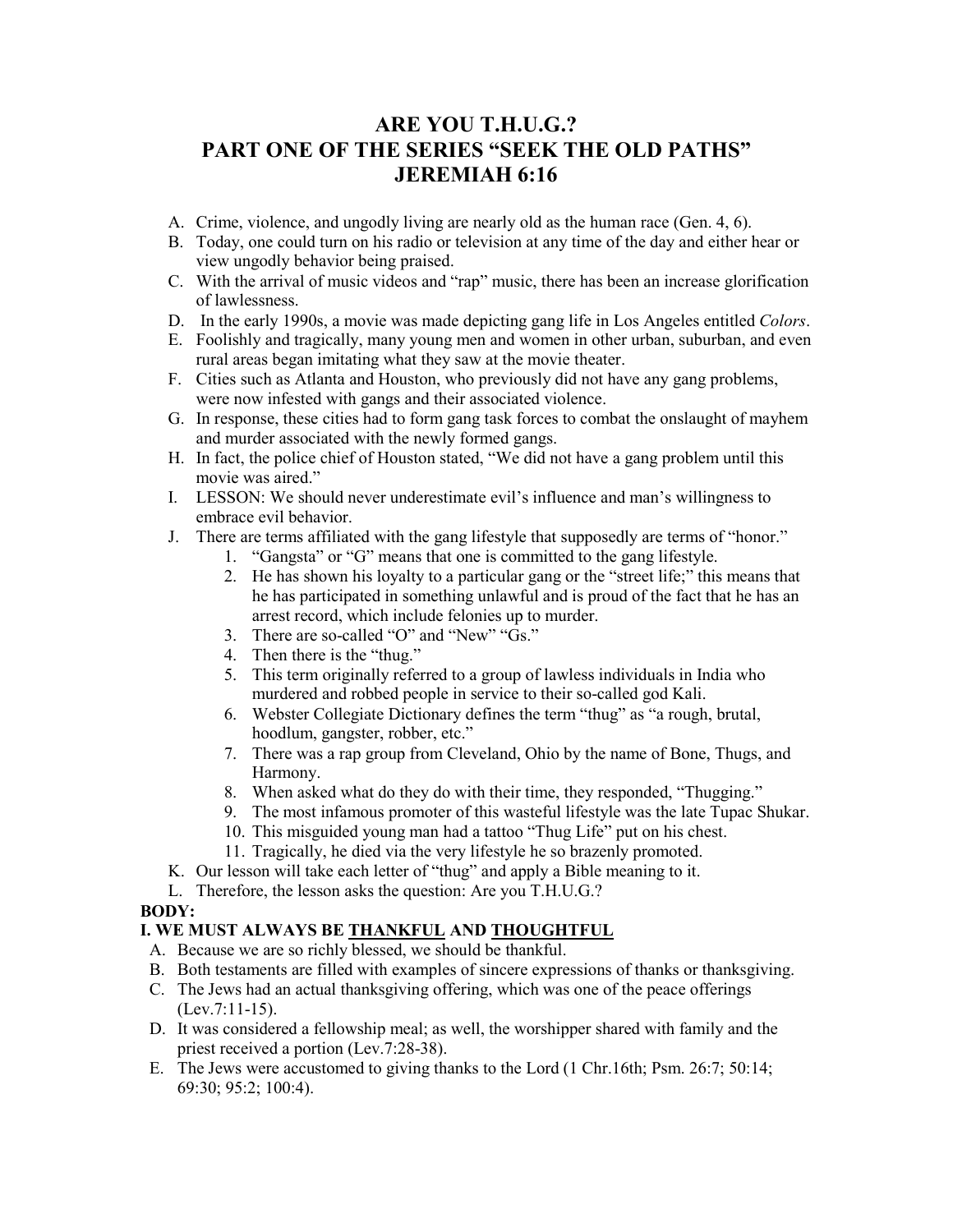# ARE YOU T.H.U.G.?
# PART ONE OF THE SERIES "SEEK THE OLD PATHS"
# JEREMIAH 6:16

A. Crime, violence, and ungodly living are nearly old as the human race (Gen. 4, 6).
B. Today, one could turn on his radio or television at any time of the day and either hear or view ungodly behavior being praised.
C. With the arrival of music videos and "rap" music, there has been an increase glorification of lawlessness.
D. In the early 1990s, a movie was made depicting gang life in Los Angeles entitled *Colors*.
E. Foolishly and tragically, many young men and women in other urban, suburban, and even rural areas began imitating what they saw at the movie theater.
F. Cities such as Atlanta and Houston, who previously did not have any gang problems, were now infested with gangs and their associated violence.
G. In response, these cities had to form gang task forces to combat the onslaught of mayhem and murder associated with the newly formed gangs.
H. In fact, the police chief of Houston stated, "We did not have a gang problem until this movie was aired."
I. LESSON: We should never underestimate evil's influence and man's willingness to embrace evil behavior.
J. There are terms affiliated with the gang lifestyle that supposedly are terms of "honor."
   1. "Gangsta" or "G" means that one is committed to the gang lifestyle.
   2. He has shown his loyalty to a particular gang or the "street life;" this means that he has participated in something unlawful and is proud of the fact that he has an arrest record, which include felonies up to murder.
   3. There are so-called "O" and "New" "Gs."
   4. Then there is the "thug."
   5. This term originally referred to a group of lawless individuals in India who murdered and robbed people in service to their so-called god Kali.
   6. Webster Collegiate Dictionary defines the term "thug" as "a rough, brutal, hoodlum, gangster, robber, etc."
   7. There was a rap group from Cleveland, Ohio by the name of Bone, Thugs, and Harmony.
   8. When asked what do they do with their time, they responded, "Thugging."
   9. The most infamous promoter of this wasteful lifestyle was the late Tupac Shukar.
   10. This misguided young man had a tattoo "Thug Life" put on his chest.
   11. Tragically, he died via the very lifestyle he so brazenly promoted.
K. Our lesson will take each letter of "thug" and apply a Bible meaning to it.
L. Therefore, the lesson asks the question: Are you T.H.U.G.?

**BODY:**

**I. WE MUST ALWAYS BE <u>THANKFUL</u> AND <u>THOUGHTFUL</u>**

A. Because we are so richly blessed, we should be thankful.
B. Both testaments are filled with examples of sincere expressions of thanks or thanksgiving.
C. The Jews had an actual thanksgiving offering, which was one of the peace offerings (Lev.7:11-15).
D. It was considered a fellowship meal; as well, the worshipper shared with family and the priest received a portion (Lev.7:28-38).
E. The Jews were accustomed to giving thanks to the Lord (1 Chr.16th; Psm. 26:7; 50:14; 69:30; 95:2; 100:4).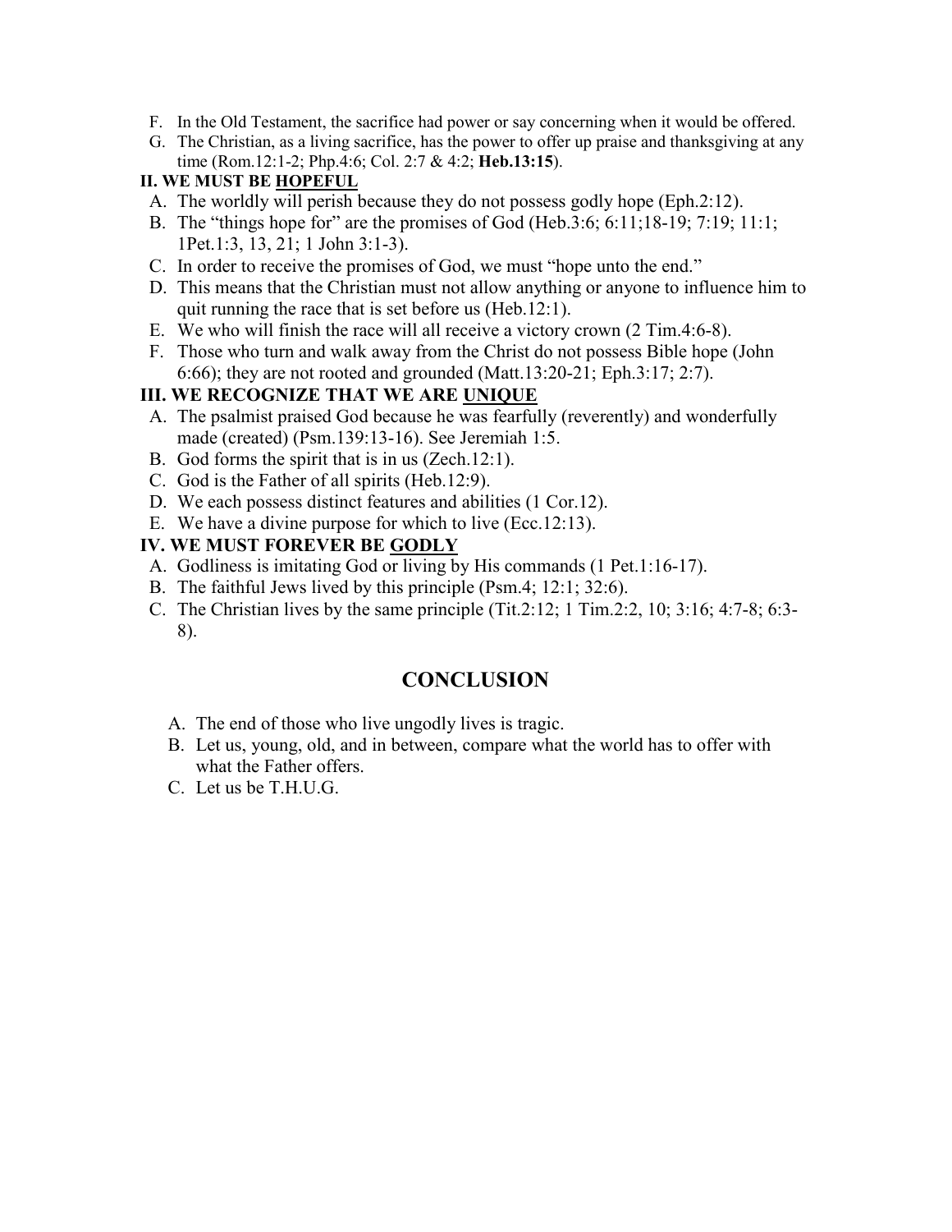F. In the Old Testament, the sacrifice had power or say concerning when it would be offered.
G. The Christian, as a living sacrifice, has the power to offer up praise and thanksgiving at any time (Rom.12:1-2; Php.4:6; Col. 2:7 & 4:2; **Heb.13:15**).

**II. WE MUST BE <u>HOPEFUL</u>**

A. The worldly will perish because they do not possess godly hope (Eph.2:12).
B. The "things hope for" are the promises of God (Heb.3:6; 6:11;18-19; 7:19; 11:1; 1Pet.1:3, 13, 21; 1 John 3:1-3).
C. In order to receive the promises of God, we must "hope unto the end."
D. This means that the Christian must not allow anything or anyone to influence him to quit running the race that is set before us (Heb.12:1).
E. We who will finish the race will all receive a victory crown (2 Tim.4:6-8).
F. Those who turn and walk away from the Christ do not possess Bible hope (John 6:66); they are not rooted and grounded (Matt.13:20-21; Eph.3:17; 2:7).

**III. WE RECOGNIZE THAT WE ARE <u>UNIQUE</u>**

A. The psalmist praised God because he was fearfully (reverently) and wonderfully made (created) (Psm.139:13-16). See Jeremiah 1:5.
B. God forms the spirit that is in us (Zech.12:1).
C. God is the Father of all spirits (Heb.12:9).
D. We each possess distinct features and abilities (1 Cor.12).
E. We have a divine purpose for which to live (Ecc.12:13).

**IV. WE MUST FOREVER BE <u>GODLY</u>**

A. Godliness is imitating God or living by His commands (1 Pet.1:16-17).
B. The faithful Jews lived by this principle (Psm.4; 12:1; 32:6).
C. The Christian lives by the same principle (Tit.2:12; 1 Tim.2:2, 10; 3:16; 4:7-8; 6:3-8).

## CONCLUSION

A. The end of those who live ungodly lives is tragic.
B. Let us, young, old, and in between, compare what the world has to offer with what the Father offers.
C. Let us be T.H.U.G.